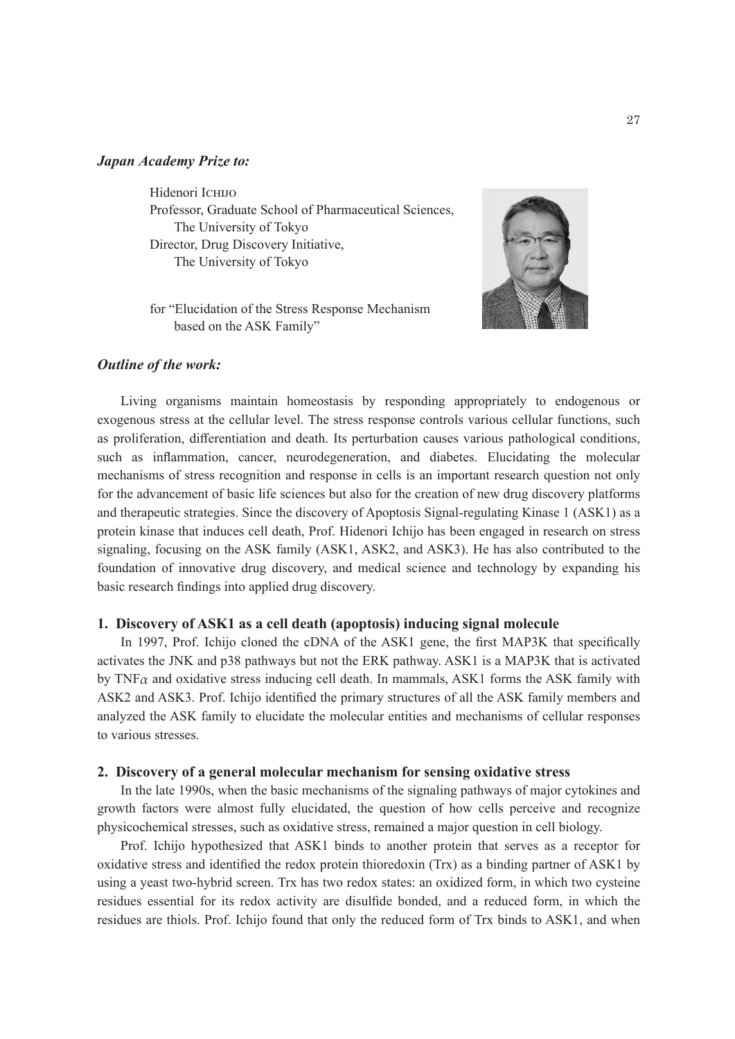***Japan Academy Prize to:***

Hidenori ICHIJO
Professor, Graduate School of Pharmaceutical Sciences, The University of Tokyo
Director, Drug Discovery Initiative, The University of Tokyo

for "Elucidation of the Stress Response Mechanism based on the ASK Family"

***Outline of the work:***

Living organisms maintain homeostasis by responding appropriately to endogenous or exogenous stress at the cellular level. The stress response controls various cellular functions, such as proliferation, differentiation and death. Its perturbation causes various pathological conditions, such as inflammation, cancer, neurodegeneration, and diabetes. Elucidating the molecular mechanisms of stress recognition and response in cells is an important research question not only for the advancement of basic life sciences but also for the creation of new drug discovery platforms and therapeutic strategies. Since the discovery of Apoptosis Signal-regulating Kinase 1 (ASK1) as a protein kinase that induces cell death, Prof. Hidenori Ichijo has been engaged in research on stress signaling, focusing on the ASK family (ASK1, ASK2, and ASK3). He has also contributed to the foundation of innovative drug discovery, and medical science and technology by expanding his basic research findings into applied drug discovery.

**1. Discovery of ASK1 as a cell death (apoptosis) inducing signal molecule**

In 1997, Prof. Ichijo cloned the cDNA of the ASK1 gene, the first MAP3K that specifically activates the JNK and p38 pathways but not the ERK pathway. ASK1 is a MAP3K that is activated by TNF$\alpha$ and oxidative stress inducing cell death. In mammals, ASK1 forms the ASK family with ASK2 and ASK3. Prof. Ichijo identified the primary structures of all the ASK family members and analyzed the ASK family to elucidate the molecular entities and mechanisms of cellular responses to various stresses.

**2. Discovery of a general molecular mechanism for sensing oxidative stress**

In the late 1990s, when the basic mechanisms of the signaling pathways of major cytokines and growth factors were almost fully elucidated, the question of how cells perceive and recognize physicochemical stresses, such as oxidative stress, remained a major question in cell biology.

Prof. Ichijo hypothesized that ASK1 binds to another protein that serves as a receptor for oxidative stress and identified the redox protein thioredoxin (Trx) as a binding partner of ASK1 by using a yeast two-hybrid screen. Trx has two redox states: an oxidized form, in which two cysteine residues essential for its redox activity are disulfide bonded, and a reduced form, in which the residues are thiols. Prof. Ichijo found that only the reduced form of Trx binds to ASK1, and when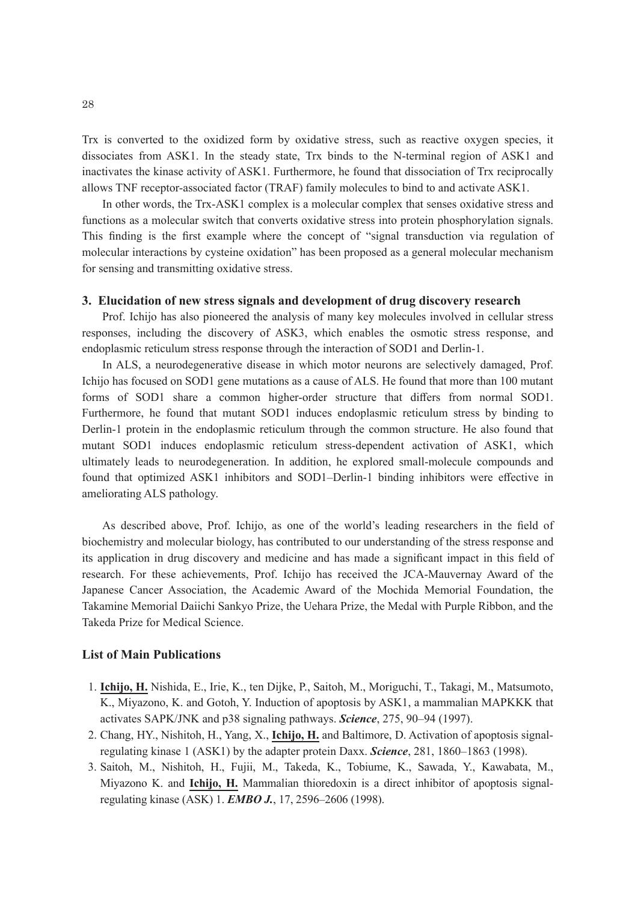Trx is converted to the oxidized form by oxidative stress, such as reactive oxygen species, it dissociates from ASK1. In the steady state, Trx binds to the N-terminal region of ASK1 and inactivates the kinase activity of ASK1. Furthermore, he found that dissociation of Trx reciprocally allows TNF receptor-associated factor (TRAF) family molecules to bind to and activate ASK1.

In other words, the Trx-ASK1 complex is a molecular complex that senses oxidative stress and functions as a molecular switch that converts oxidative stress into protein phosphorylation signals. This finding is the first example where the concept of "signal transduction via regulation of molecular interactions by cysteine oxidation" has been proposed as a general molecular mechanism for sensing and transmitting oxidative stress.

### 3. Elucidation of new stress signals and development of drug discovery research

Prof. Ichijo has also pioneered the analysis of many key molecules involved in cellular stress responses, including the discovery of ASK3, which enables the osmotic stress response, and endoplasmic reticulum stress response through the interaction of SOD1 and Derlin-1.

In ALS, a neurodegenerative disease in which motor neurons are selectively damaged, Prof. Ichijo has focused on SOD1 gene mutations as a cause of ALS. He found that more than 100 mutant forms of SOD1 share a common higher-order structure that differs from normal SOD1. Furthermore, he found that mutant SOD1 induces endoplasmic reticulum stress by binding to Derlin-1 protein in the endoplasmic reticulum through the common structure. He also found that mutant SOD1 induces endoplasmic reticulum stress-dependent activation of ASK1, which ultimately leads to neurodegeneration. In addition, he explored small-molecule compounds and found that optimized ASK1 inhibitors and SOD1–Derlin-1 binding inhibitors were effective in ameliorating ALS pathology.

As described above, Prof. Ichijo, as one of the world's leading researchers in the field of biochemistry and molecular biology, has contributed to our understanding of the stress response and its application in drug discovery and medicine and has made a significant impact in this field of research. For these achievements, Prof. Ichijo has received the JCA-Mauvernay Award of the Japanese Cancer Association, the Academic Award of the Mochida Memorial Foundation, the Takamine Memorial Daiichi Sankyo Prize, the Uehara Prize, the Medal with Purple Ribbon, and the Takeda Prize for Medical Science.

### List of Main Publications

1. **Ichijo, H.** Nishida, E., Irie, K., ten Dijke, P., Saitoh, M., Moriguchi, T., Takagi, M., Matsumoto, K., Miyazono, K. and Gotoh, Y. Induction of apoptosis by ASK1, a mammalian MAPKKK that activates SAPK/JNK and p38 signaling pathways. ***Science***, 275, 90–94 (1997).
2. Chang, HY., Nishitoh, H., Yang, X., **Ichijo, H.** and Baltimore, D. Activation of apoptosis signal-regulating kinase 1 (ASK1) by the adapter protein Daxx. ***Science***, 281, 1860–1863 (1998).
3. Saitoh, M., Nishitoh, H., Fujii, M., Takeda, K., Tobiume, K., Sawada, Y., Kawabata, M., Miyazono K. and **Ichijo, H.** Mammalian thioredoxin is a direct inhibitor of apoptosis signal-regulating kinase (ASK) 1. ***EMBO J.***, 17, 2596–2606 (1998).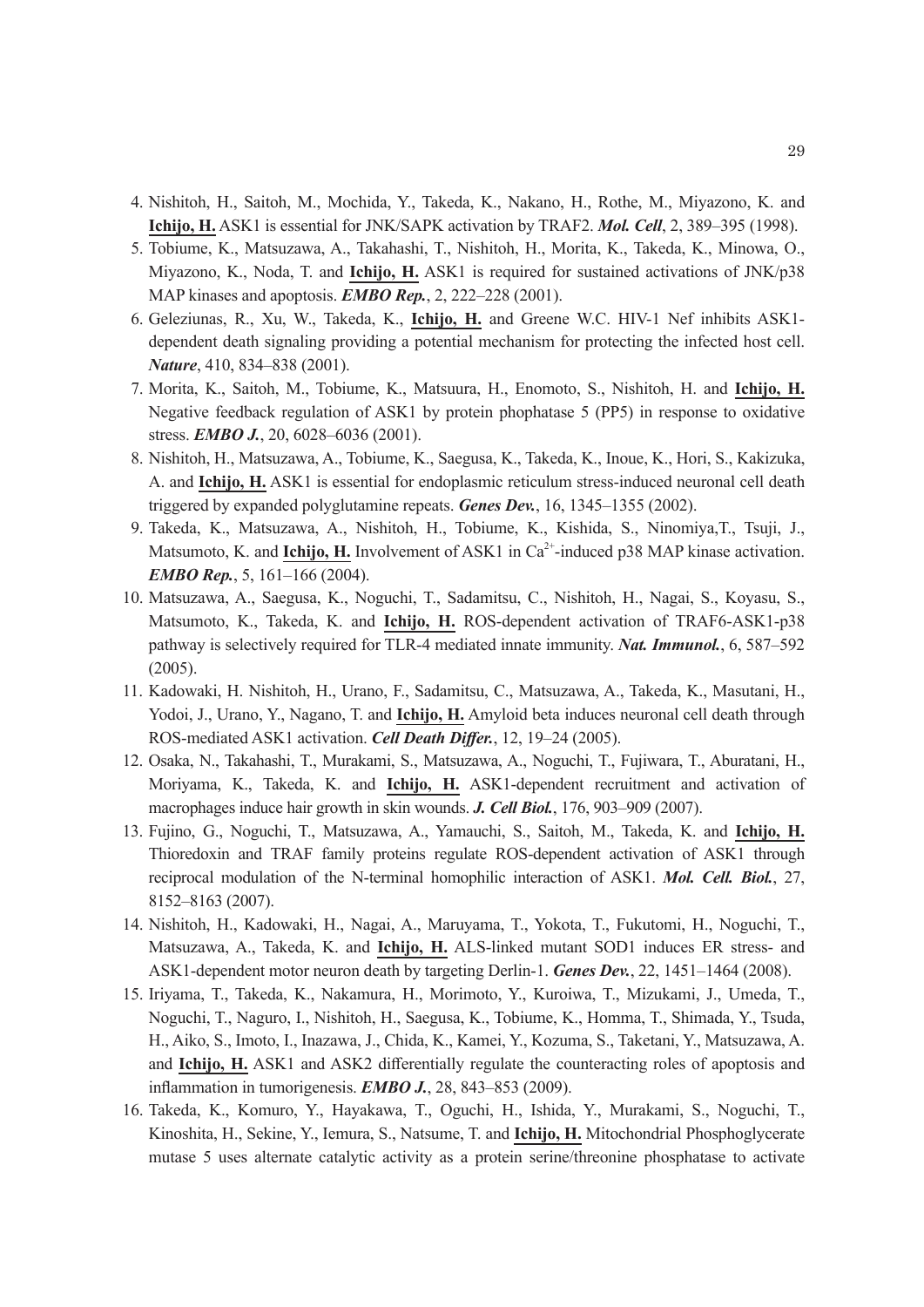4. Nishitoh, H., Saitoh, M., Mochida, Y., Takeda, K., Nakano, H., Rothe, M., Miyazono, K. and **Ichijo, H.** ASK1 is essential for JNK/SAPK activation by TRAF2. ***Mol. Cell***, 2, 389–395 (1998).
5. Tobiume, K., Matsuzawa, A., Takahashi, T., Nishitoh, H., Morita, K., Takeda, K., Minowa, O., Miyazono, K., Noda, T. and **Ichijo, H.** ASK1 is required for sustained activations of JNK/p38 MAP kinases and apoptosis. ***EMBO Rep.***, 2, 222–228 (2001).
6. Geleziunas, R., Xu, W., Takeda, K., **Ichijo, H.** and Greene W.C. HIV-1 Nef inhibits ASK1-dependent death signaling providing a potential mechanism for protecting the infected host cell. ***Nature***, 410, 834–838 (2001).
7. Morita, K., Saitoh, M., Tobiume, K., Matsuura, H., Enomoto, S., Nishitoh, H. and **Ichijo, H.** Negative feedback regulation of ASK1 by protein phophatase 5 (PP5) in response to oxidative stress. ***EMBO J.***, 20, 6028–6036 (2001).
8. Nishitoh, H., Matsuzawa, A., Tobiume, K., Saegusa, K., Takeda, K., Inoue, K., Hori, S., Kakizuka, A. and **Ichijo, H.** ASK1 is essential for endoplasmic reticulum stress-induced neuronal cell death triggered by expanded polyglutamine repeats. ***Genes Dev.***, 16, 1345–1355 (2002).
9. Takeda, K., Matsuzawa, A., Nishitoh, H., Tobiume, K., Kishida, S., Ninomiya,T., Tsuji, J., Matsumoto, K. and **Ichijo, H.** Involvement of ASK1 in $Ca^{2+}$-induced p38 MAP kinase activation. ***EMBO Rep.***, 5, 161–166 (2004).
10. Matsuzawa, A., Saegusa, K., Noguchi, T., Sadamitsu, C., Nishitoh, H., Nagai, S., Koyasu, S., Matsumoto, K., Takeda, K. and **Ichijo, H.** ROS-dependent activation of TRAF6-ASK1-p38 pathway is selectively required for TLR-4 mediated innate immunity. ***Nat. Immunol.***, 6, 587–592 (2005).
11. Kadowaki, H. Nishitoh, H., Urano, F., Sadamitsu, C., Matsuzawa, A., Takeda, K., Masutani, H., Yodoi, J., Urano, Y., Nagano, T. and **Ichijo, H.** Amyloid beta induces neuronal cell death through ROS-mediated ASK1 activation. ***Cell Death Differ.***, 12, 19–24 (2005).
12. Osaka, N., Takahashi, T., Murakami, S., Matsuzawa, A., Noguchi, T., Fujiwara, T., Aburatani, H., Moriyama, K., Takeda, K. and **Ichijo, H.** ASK1-dependent recruitment and activation of macrophages induce hair growth in skin wounds. ***J. Cell Biol.***, 176, 903–909 (2007).
13. Fujino, G., Noguchi, T., Matsuzawa, A., Yamauchi, S., Saitoh, M., Takeda, K. and **Ichijo, H.** Thioredoxin and TRAF family proteins regulate ROS-dependent activation of ASK1 through reciprocal modulation of the N-terminal homophilic interaction of ASK1. ***Mol. Cell. Biol.***, 27, 8152–8163 (2007).
14. Nishitoh, H., Kadowaki, H., Nagai, A., Maruyama, T., Yokota, T., Fukutomi, H., Noguchi, T., Matsuzawa, A., Takeda, K. and **Ichijo, H.** ALS-linked mutant SOD1 induces ER stress- and ASK1-dependent motor neuron death by targeting Derlin-1. ***Genes Dev.***, 22, 1451–1464 (2008).
15. Iriyama, T., Takeda, K., Nakamura, H., Morimoto, Y., Kuroiwa, T., Mizukami, J., Umeda, T., Noguchi, T., Naguro, I., Nishitoh, H., Saegusa, K., Tobiume, K., Homma, T., Shimada, Y., Tsuda, H., Aiko, S., Imoto, I., Inazawa, J., Chida, K., Kamei, Y., Kozuma, S., Taketani, Y., Matsuzawa, A. and **Ichijo, H.** ASK1 and ASK2 differentially regulate the counteracting roles of apoptosis and inflammation in tumorigenesis. ***EMBO J.***, 28, 843–853 (2009).
16. Takeda, K., Komuro, Y., Hayakawa, T., Oguchi, H., Ishida, Y., Murakami, S., Noguchi, T., Kinoshita, H., Sekine, Y., Iemura, S., Natsume, T. and **Ichijo, H.** Mitochondrial Phosphoglycerate mutase 5 uses alternate catalytic activity as a protein serine/threonine phosphatase to activate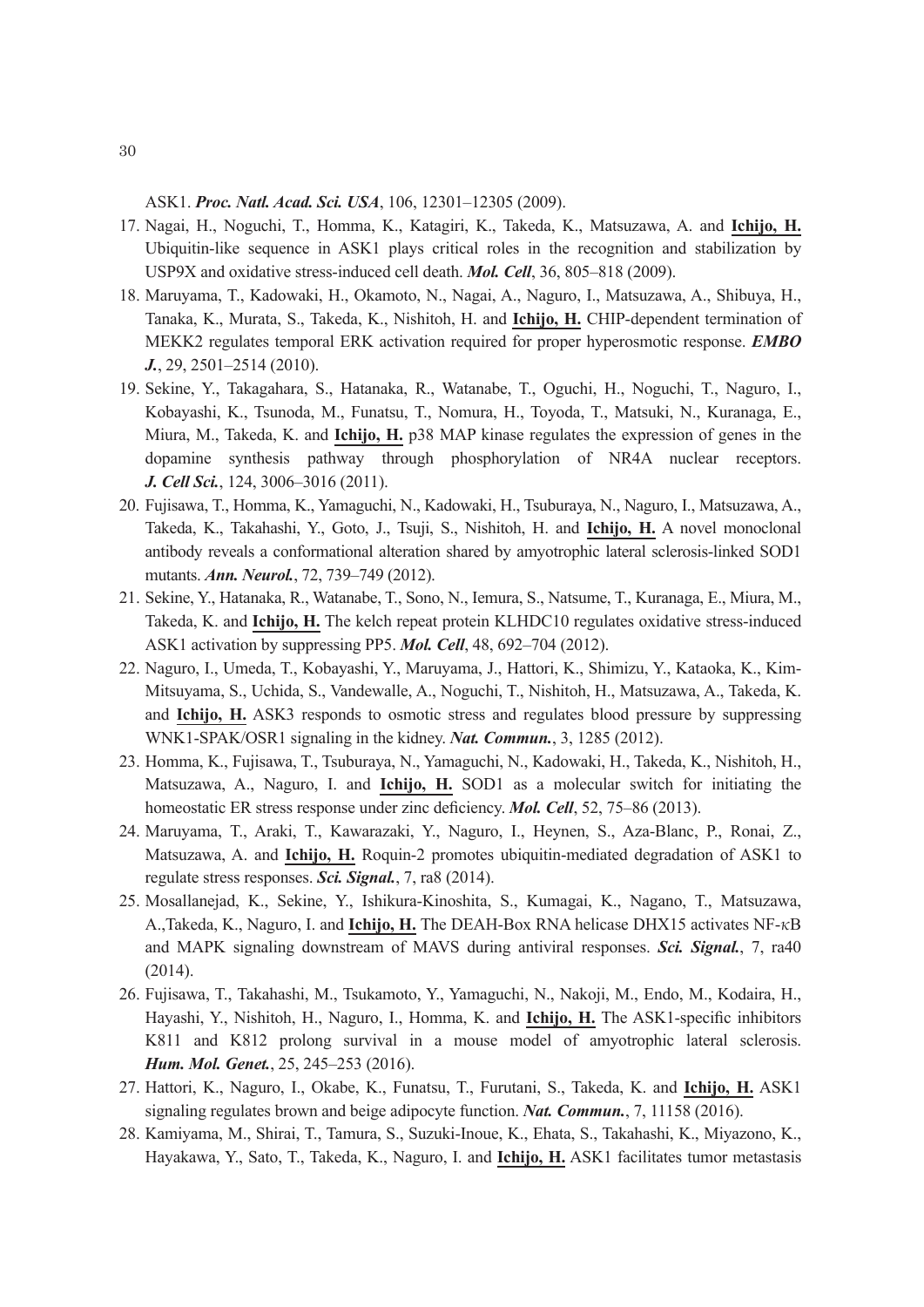ASK1. ***Proc. Natl. Acad. Sci. USA***, 106, 12301–12305 (2009).

17. Nagai, H., Noguchi, T., Homma, K., Katagiri, K., Takeda, K., Matsuzawa, A. and **Ichijo, H.** Ubiquitin-like sequence in ASK1 plays critical roles in the recognition and stabilization by USP9X and oxidative stress-induced cell death. ***Mol. Cell***, 36, 805–818 (2009).
18. Maruyama, T., Kadowaki, H., Okamoto, N., Nagai, A., Naguro, I., Matsuzawa, A., Shibuya, H., Tanaka, K., Murata, S., Takeda, K., Nishitoh, H. and **Ichijo, H.** CHIP-dependent termination of MEKK2 regulates temporal ERK activation required for proper hyperosmotic response. ***EMBO J.***, 29, 2501–2514 (2010).
19. Sekine, Y., Takagahara, S., Hatanaka, R., Watanabe, T., Oguchi, H., Noguchi, T., Naguro, I., Kobayashi, K., Tsunoda, M., Funatsu, T., Nomura, H., Toyoda, T., Matsuki, N., Kuranaga, E., Miura, M., Takeda, K. and **Ichijo, H.** p38 MAP kinase regulates the expression of genes in the dopamine synthesis pathway through phosphorylation of NR4A nuclear receptors. ***J. Cell Sci.***, 124, 3006–3016 (2011).
20. Fujisawa, T., Homma, K., Yamaguchi, N., Kadowaki, H., Tsuburaya, N., Naguro, I., Matsuzawa, A., Takeda, K., Takahashi, Y., Goto, J., Tsuji, S., Nishitoh, H. and **Ichijo, H.** A novel monoclonal antibody reveals a conformational alteration shared by amyotrophic lateral sclerosis-linked SOD1 mutants. ***Ann. Neurol.***, 72, 739–749 (2012).
21. Sekine, Y., Hatanaka, R., Watanabe, T., Sono, N., Iemura, S., Natsume, T., Kuranaga, E., Miura, M., Takeda, K. and **Ichijo, H.** The kelch repeat protein KLHDC10 regulates oxidative stress-induced ASK1 activation by suppressing PP5. ***Mol. Cell***, 48, 692–704 (2012).
22. Naguro, I., Umeda, T., Kobayashi, Y., Maruyama, J., Hattori, K., Shimizu, Y., Kataoka, K., Kim-Mitsuyama, S., Uchida, S., Vandewalle, A., Noguchi, T., Nishitoh, H., Matsuzawa, A., Takeda, K. and **Ichijo, H.** ASK3 responds to osmotic stress and regulates blood pressure by suppressing WNK1-SPAK/OSR1 signaling in the kidney. ***Nat. Commun.***, 3, 1285 (2012).
23. Homma, K., Fujisawa, T., Tsuburaya, N., Yamaguchi, N., Kadowaki, H., Takeda, K., Nishitoh, H., Matsuzawa, A., Naguro, I. and **Ichijo, H.** SOD1 as a molecular switch for initiating the homeostatic ER stress response under zinc deficiency. ***Mol. Cell***, 52, 75–86 (2013).
24. Maruyama, T., Araki, T., Kawarazaki, Y., Naguro, I., Heynen, S., Aza-Blanc, P., Ronai, Z., Matsuzawa, A. and **Ichijo, H.** Roquin-2 promotes ubiquitin-mediated degradation of ASK1 to regulate stress responses. ***Sci. Signal.***, 7, ra8 (2014).
25. Mosallanejad, K., Sekine, Y., Ishikura-Kinoshita, S., Kumagai, K., Nagano, T., Matsuzawa, A.,Takeda, K., Naguro, I. and **Ichijo, H.** The DEAH-Box RNA helicase DHX15 activates NF-$\kappa$B and MAPK signaling downstream of MAVS during antiviral responses. ***Sci. Signal.***, 7, ra40 (2014).
26. Fujisawa, T., Takahashi, M., Tsukamoto, Y., Yamaguchi, N., Nakoji, M., Endo, M., Kodaira, H., Hayashi, Y., Nishitoh, H., Naguro, I., Homma, K. and **Ichijo, H.** The ASK1-specific inhibitors K811 and K812 prolong survival in a mouse model of amyotrophic lateral sclerosis. ***Hum. Mol. Genet.***, 25, 245–253 (2016).
27. Hattori, K., Naguro, I., Okabe, K., Funatsu, T., Furutani, S., Takeda, K. and **Ichijo, H.** ASK1 signaling regulates brown and beige adipocyte function. ***Nat. Commun.***, 7, 11158 (2016).
28. Kamiyama, M., Shirai, T., Tamura, S., Suzuki-Inoue, K., Ehata, S., Takahashi, K., Miyazono, K., Hayakawa, Y., Sato, T., Takeda, K., Naguro, I. and **Ichijo, H.** ASK1 facilitates tumor metastasis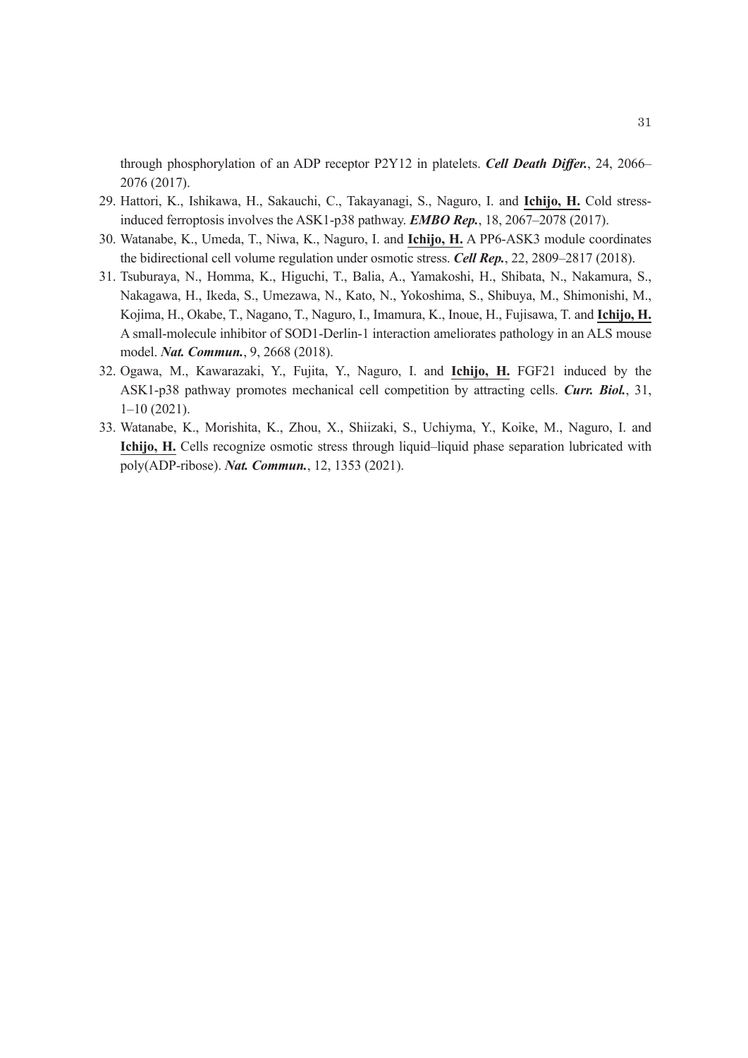through phosphorylation of an ADP receptor P2Y12 in platelets. ***Cell Death Differ.***, 24, 2066–2076 (2017).

29. Hattori, K., Ishikawa, H., Sakauchi, C., Takayanagi, S., Naguro, I. and **Ichijo, H.** Cold stress-induced ferroptosis involves the ASK1-p38 pathway. ***EMBO Rep.***, 18, 2067–2078 (2017).
30. Watanabe, K., Umeda, T., Niwa, K., Naguro, I. and **Ichijo, H.** A PP6-ASK3 module coordinates the bidirectional cell volume regulation under osmotic stress. ***Cell Rep.***, 22, 2809–2817 (2018).
31. Tsuburaya, N., Homma, K., Higuchi, T., Balia, A., Yamakoshi, H., Shibata, N., Nakamura, S., Nakagawa, H., Ikeda, S., Umezawa, N., Kato, N., Yokoshima, S., Shibuya, M., Shimonishi, M., Kojima, H., Okabe, T., Nagano, T., Naguro, I., Imamura, K., Inoue, H., Fujisawa, T. and **Ichijo, H.** A small-molecule inhibitor of SOD1-Derlin-1 interaction ameliorates pathology in an ALS mouse model. ***Nat. Commun.***, 9, 2668 (2018).
32. Ogawa, M., Kawarazaki, Y., Fujita, Y., Naguro, I. and **Ichijo, H.** FGF21 induced by the ASK1-p38 pathway promotes mechanical cell competition by attracting cells. ***Curr. Biol.***, 31, 1–10 (2021).
33. Watanabe, K., Morishita, K., Zhou, X., Shiizaki, S., Uchiyma, Y., Koike, M., Naguro, I. and **Ichijo, H.** Cells recognize osmotic stress through liquid–liquid phase separation lubricated with poly(ADP-ribose). ***Nat. Commun.***, 12, 1353 (2021).